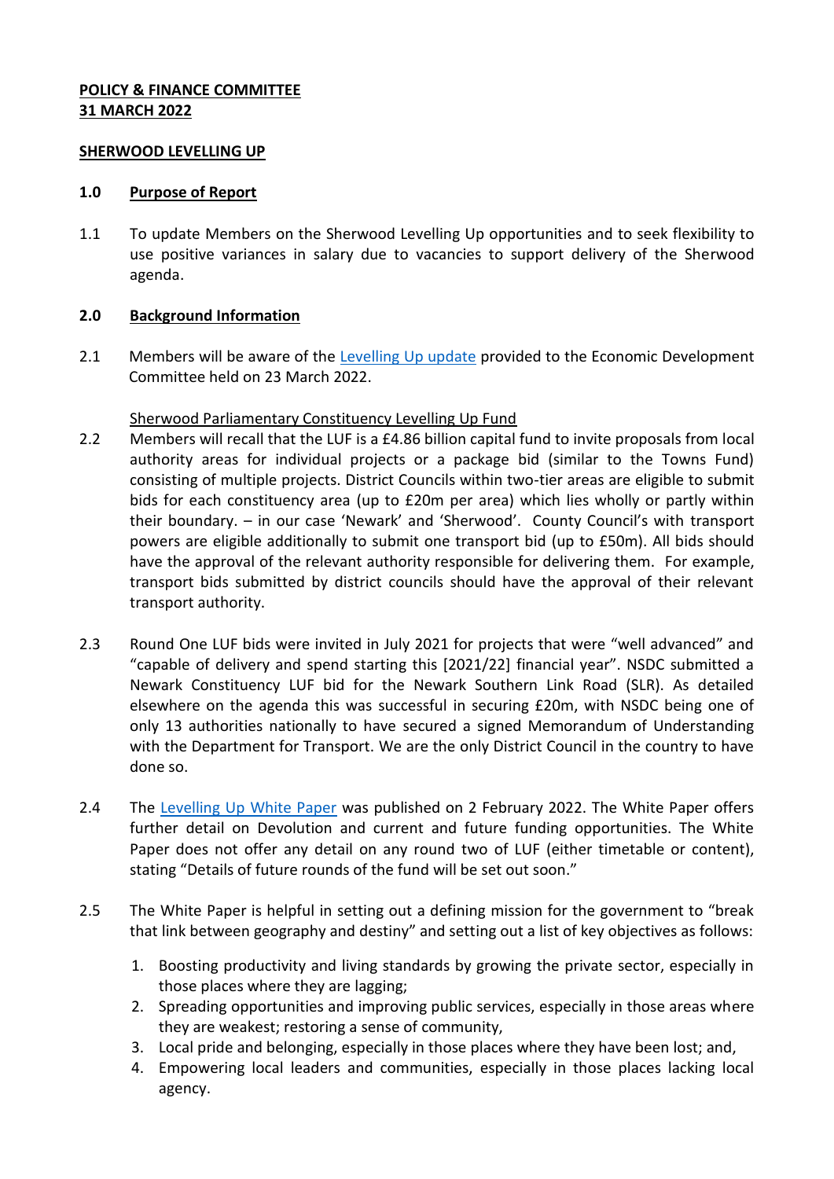**POLICY & FINANCE COMMITTEE**
**31 MARCH 2022**

**SHERWOOD LEVELLING UP**

## 1.0 Purpose of Report

1.1 To update Members on the Sherwood Levelling Up opportunities and to seek flexibility to use positive variances in salary due to vacancies to support delivery of the Sherwood agenda.

## 2.0 Background Information

2.1 Members will be aware of the Levelling Up update provided to the Economic Development Committee held on 23 March 2022.

Sherwood Parliamentary Constituency Levelling Up Fund

2.2 Members will recall that the LUF is a £4.86 billion capital fund to invite proposals from local authority areas for individual projects or a package bid (similar to the Towns Fund) consisting of multiple projects. District Councils within two-tier areas are eligible to submit bids for each constituency area (up to £20m per area) which lies wholly or partly within their boundary. – in our case 'Newark' and 'Sherwood'. County Council's with transport powers are eligible additionally to submit one transport bid (up to £50m). All bids should have the approval of the relevant authority responsible for delivering them. For example, transport bids submitted by district councils should have the approval of their relevant transport authority.

2.3 Round One LUF bids were invited in July 2021 for projects that were "well advanced" and "capable of delivery and spend starting this [2021/22] financial year". NSDC submitted a Newark Constituency LUF bid for the Newark Southern Link Road (SLR). As detailed elsewhere on the agenda this was successful in securing £20m, with NSDC being one of only 13 authorities nationally to have secured a signed Memorandum of Understanding with the Department for Transport. We are the only District Council in the country to have done so.

2.4 The Levelling Up White Paper was published on 2 February 2022. The White Paper offers further detail on Devolution and current and future funding opportunities. The White Paper does not offer any detail on any round two of LUF (either timetable or content), stating "Details of future rounds of the fund will be set out soon."

2.5 The White Paper is helpful in setting out a defining mission for the government to "break that link between geography and destiny" and setting out a list of key objectives as follows:

1. Boosting productivity and living standards by growing the private sector, especially in those places where they are lagging;
2. Spreading opportunities and improving public services, especially in those areas where they are weakest; restoring a sense of community,
3. Local pride and belonging, especially in those places where they have been lost; and,
4. Empowering local leaders and communities, especially in those places lacking local agency.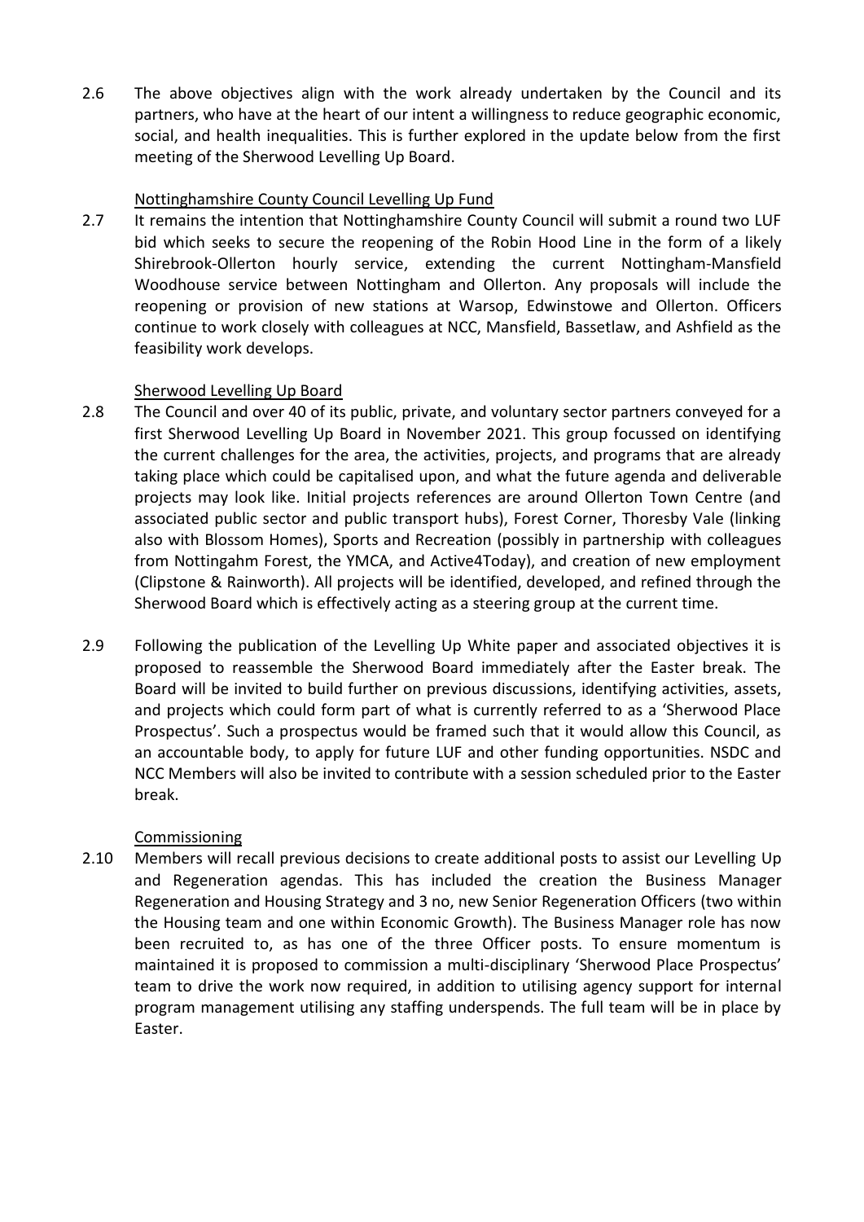2.6 The above objectives align with the work already undertaken by the Council and its partners, who have at the heart of our intent a willingness to reduce geographic economic, social, and health inequalities. This is further explored in the update below from the first meeting of the Sherwood Levelling Up Board.

<u>Nottinghamshire County Council Levelling Up Fund</u>

2.7 It remains the intention that Nottinghamshire County Council will submit a round two LUF bid which seeks to secure the reopening of the Robin Hood Line in the form of a likely Shirebrook-Ollerton hourly service, extending the current Nottingham-Mansfield Woodhouse service between Nottingham and Ollerton. Any proposals will include the reopening or provision of new stations at Warsop, Edwinstowe and Ollerton. Officers continue to work closely with colleagues at NCC, Mansfield, Bassetlaw, and Ashfield as the feasibility work develops.

<u>Sherwood Levelling Up Board</u>

2.8 The Council and over 40 of its public, private, and voluntary sector partners conveyed for a first Sherwood Levelling Up Board in November 2021. This group focussed on identifying the current challenges for the area, the activities, projects, and programs that are already taking place which could be capitalised upon, and what the future agenda and deliverable projects may look like. Initial projects references are around Ollerton Town Centre (and associated public sector and public transport hubs), Forest Corner, Thoresby Vale (linking also with Blossom Homes), Sports and Recreation (possibly in partnership with colleagues from Nottingahm Forest, the YMCA, and Active4Today), and creation of new employment (Clipstone & Rainworth). All projects will be identified, developed, and refined through the Sherwood Board which is effectively acting as a steering group at the current time.

2.9 Following the publication of the Levelling Up White paper and associated objectives it is proposed to reassemble the Sherwood Board immediately after the Easter break. The Board will be invited to build further on previous discussions, identifying activities, assets, and projects which could form part of what is currently referred to as a 'Sherwood Place Prospectus'. Such a prospectus would be framed such that it would allow this Council, as an accountable body, to apply for future LUF and other funding opportunities. NSDC and NCC Members will also be invited to contribute with a session scheduled prior to the Easter break.

<u>Commissioning</u>

2.10 Members will recall previous decisions to create additional posts to assist our Levelling Up and Regeneration agendas. This has included the creation the Business Manager Regeneration and Housing Strategy and 3 no, new Senior Regeneration Officers (two within the Housing team and one within Economic Growth). The Business Manager role has now been recruited to, as has one of the three Officer posts. To ensure momentum is maintained it is proposed to commission a multi-disciplinary 'Sherwood Place Prospectus' team to drive the work now required, in addition to utilising agency support for internal program management utilising any staffing underspends. The full team will be in place by Easter.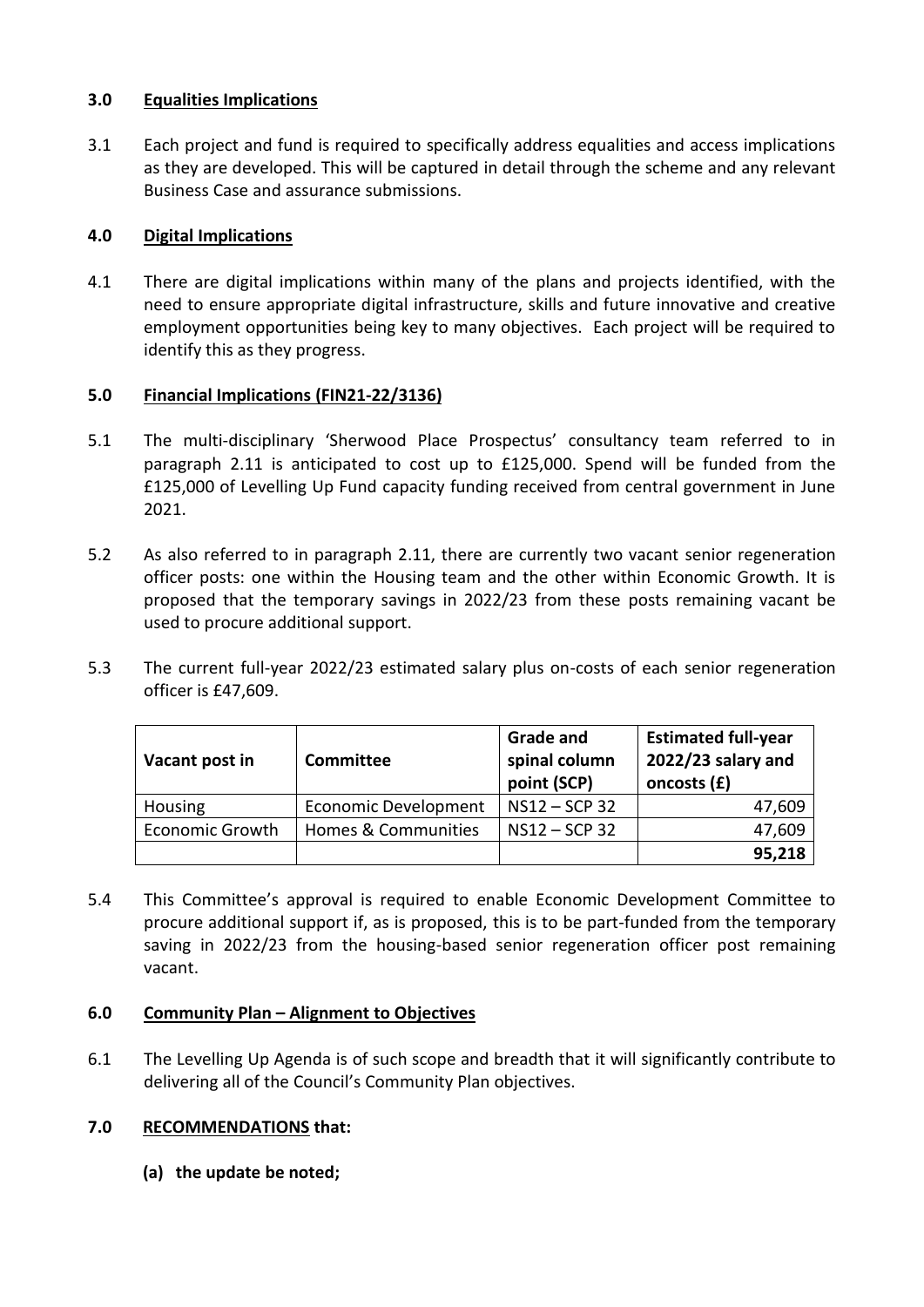## 3.0 Equalities Implications

3.1 Each project and fund is required to specifically address equalities and access implications as they are developed. This will be captured in detail through the scheme and any relevant Business Case and assurance submissions.

## 4.0 Digital Implications

4.1 There are digital implications within many of the plans and projects identified, with the need to ensure appropriate digital infrastructure, skills and future innovative and creative employment opportunities being key to many objectives. Each project will be required to identify this as they progress.

## 5.0 Financial Implications (FIN21-22/3136)

5.1 The multi-disciplinary 'Sherwood Place Prospectus' consultancy team referred to in paragraph 2.11 is anticipated to cost up to £125,000. Spend will be funded from the £125,000 of Levelling Up Fund capacity funding received from central government in June 2021.

5.2 As also referred to in paragraph 2.11, there are currently two vacant senior regeneration officer posts: one within the Housing team and the other within Economic Growth. It is proposed that the temporary savings in 2022/23 from these posts remaining vacant be used to procure additional support.

5.3 The current full-year 2022/23 estimated salary plus on-costs of each senior regeneration officer is £47,609.

| Vacant post in | Committee | Grade and spinal column point (SCP) | Estimated full-year 2022/23 salary and oncosts (£) |
|---|---|---|---:|
| Housing | Economic Development | NS12 – SCP 32 | 47,609 |
| Economic Growth | Homes & Communities | NS12 – SCP 32 | 47,609 |
| | | | **95,218** |

5.4 This Committee's approval is required to enable Economic Development Committee to procure additional support if, as is proposed, this is to be part-funded from the temporary saving in 2022/23 from the housing-based senior regeneration officer post remaining vacant.

## 6.0 Community Plan – Alignment to Objectives

6.1 The Levelling Up Agenda is of such scope and breadth that it will significantly contribute to delivering all of the Council's Community Plan objectives.

## 7.0 RECOMMENDATIONS that:

**(a) the update be noted;**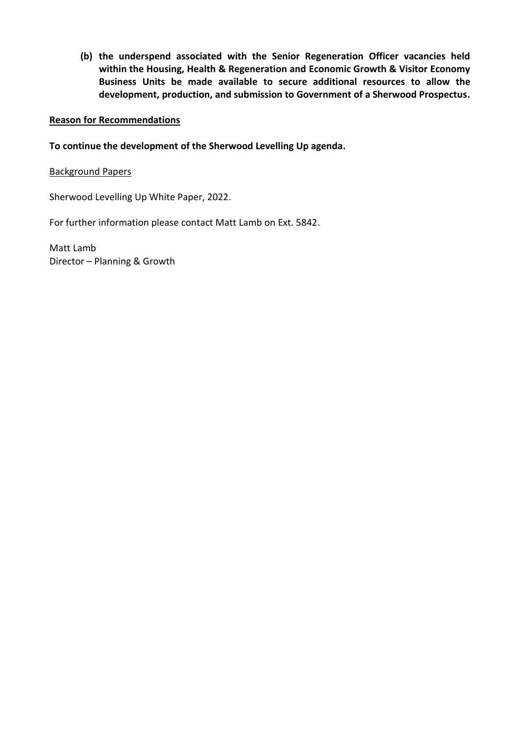**(b) the underspend associated with the Senior Regeneration Officer vacancies held within the Housing, Health & Regeneration and Economic Growth & Visitor Economy Business Units be made available to secure additional resources to allow the development, production, and submission to Government of a Sherwood Prospectus.**

**Reason for Recommendations**

**To continue the development of the Sherwood Levelling Up agenda.**

Background Papers

Sherwood Levelling Up White Paper, 2022.

For further information please contact Matt Lamb on Ext. 5842.

Matt Lamb
Director – Planning & Growth